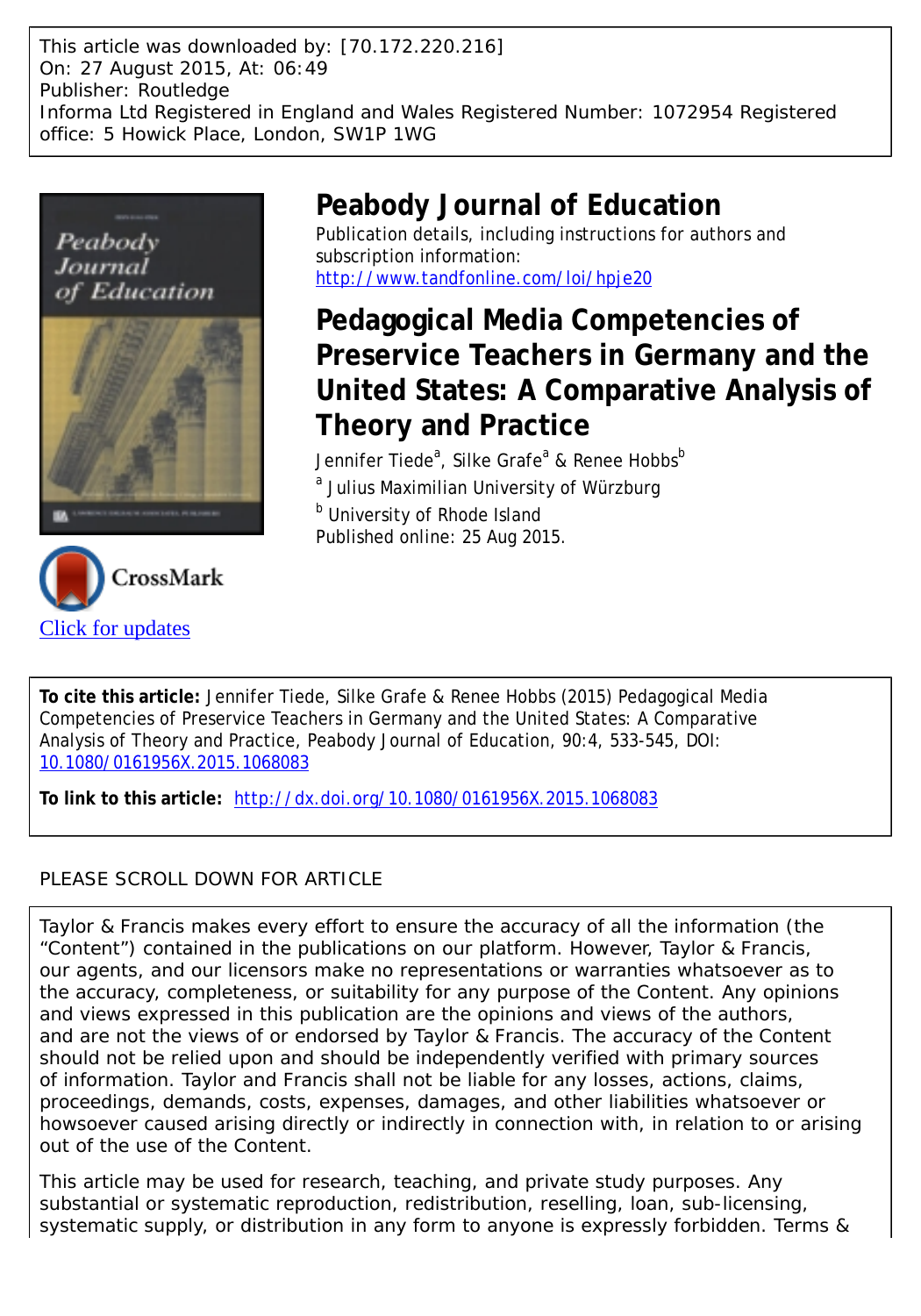This article was downloaded by: [70.172.220.216]
On: 27 August 2015, At: 06:49
Publisher: Routledge
Informa Ltd Registered in England and Wales Registered Number: 1072954 Registered office: 5 Howick Place, London, SW1P 1WG

# Peabody Journal of Education

Publication details, including instructions for authors and subscription information:
http://www.tandfonline.com/loi/hpje20

## Pedagogical Media Competencies of Preservice Teachers in Germany and the United States: A Comparative Analysis of Theory and Practice

Jennifer Tiede[a], Silke Grafe[a] & Renee Hobbs[b]

[a] Julius Maximilian University of Würzburg

[b] University of Rhode Island

Published online: 25 Aug 2015.

Click for updates

**To cite this article:** Jennifer Tiede, Silke Grafe & Renee Hobbs (2015) Pedagogical Media Competencies of Preservice Teachers in Germany and the United States: A Comparative Analysis of Theory and Practice, Peabody Journal of Education, 90:4, 533-545, DOI: 10.1080/0161956X.2015.1068083

**To link to this article:** http://dx.doi.org/10.1080/0161956X.2015.1068083

PLEASE SCROLL DOWN FOR ARTICLE

Taylor & Francis makes every effort to ensure the accuracy of all the information (the "Content") contained in the publications on our platform. However, Taylor & Francis, our agents, and our licensors make no representations or warranties whatsoever as to the accuracy, completeness, or suitability for any purpose of the Content. Any opinions and views expressed in this publication are the opinions and views of the authors, and are not the views of or endorsed by Taylor & Francis. The accuracy of the Content should not be relied upon and should be independently verified with primary sources of information. Taylor and Francis shall not be liable for any losses, actions, claims, proceedings, demands, costs, expenses, damages, and other liabilities whatsoever or howsoever caused arising directly or indirectly in connection with, in relation to or arising out of the use of the Content.

This article may be used for research, teaching, and private study purposes. Any substantial or systematic reproduction, redistribution, reselling, loan, sub-licensing, systematic supply, or distribution in any form to anyone is expressly forbidden. Terms &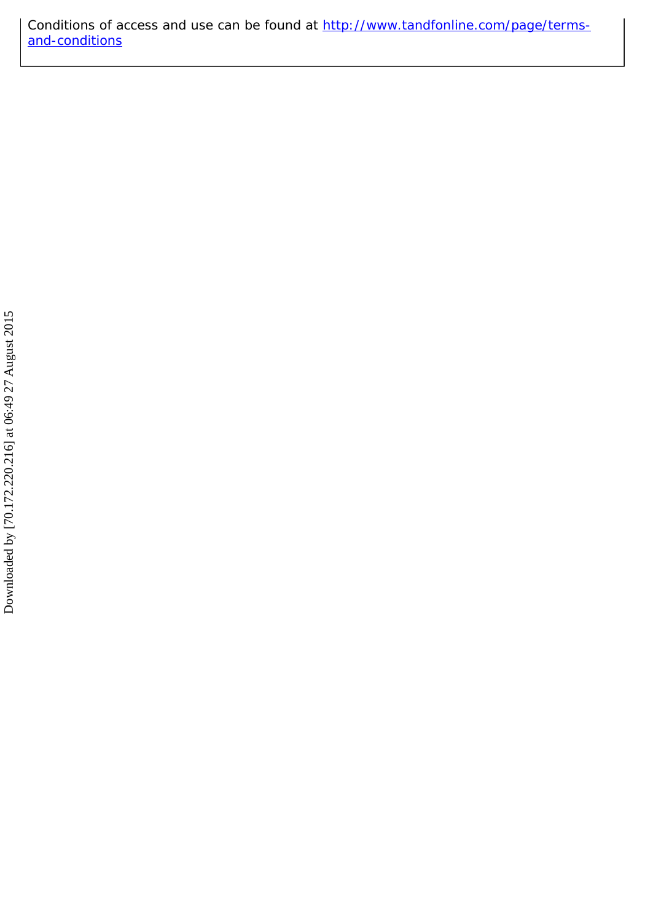Conditions of access and use can be found at http://www.tandfonline.com/page/terms-and-conditions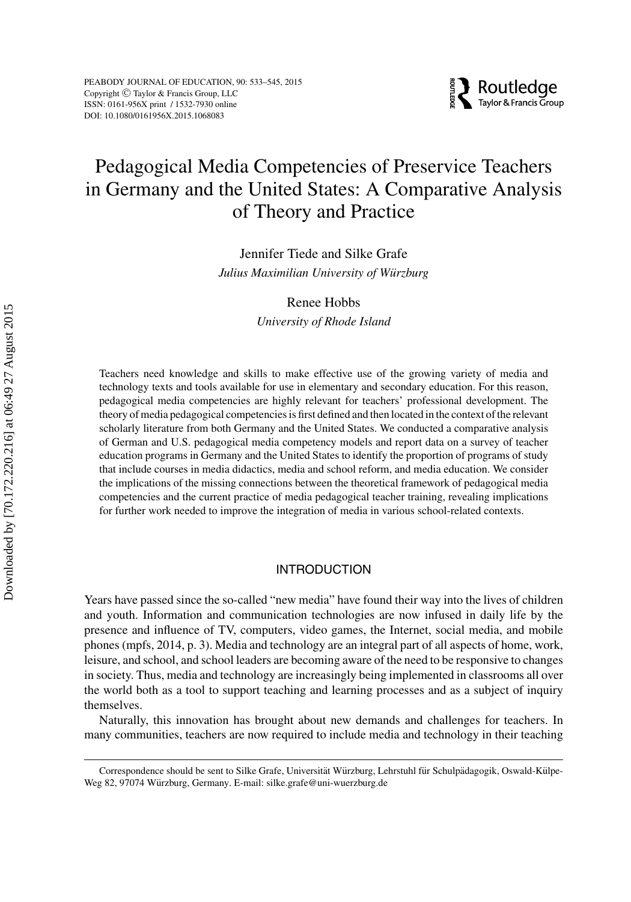# Pedagogical Media Competencies of Preservice Teachers in Germany and the United States: A Comparative Analysis of Theory and Practice

Jennifer Tiede and Silke Grafe
*Julius Maximilian University of Würzburg*

Renee Hobbs
*University of Rhode Island*

Teachers need knowledge and skills to make effective use of the growing variety of media and technology texts and tools available for use in elementary and secondary education. For this reason, pedagogical media competencies are highly relevant for teachers' professional development. The theory of media pedagogical competencies is first defined and then located in the context of the relevant scholarly literature from both Germany and the United States. We conducted a comparative analysis of German and U.S. pedagogical media competency models and report data on a survey of teacher education programs in Germany and the United States to identify the proportion of programs of study that include courses in media didactics, media and school reform, and media education. We consider the implications of the missing connections between the theoretical framework of pedagogical media competencies and the current practice of media pedagogical teacher training, revealing implications for further work needed to improve the integration of media in various school-related contexts.

## INTRODUCTION

Years have passed since the so-called "new media" have found their way into the lives of children and youth. Information and communication technologies are now infused in daily life by the presence and influence of TV, computers, video games, the Internet, social media, and mobile phones (mpfs, 2014, p. 3). Media and technology are an integral part of all aspects of home, work, leisure, and school, and school leaders are becoming aware of the need to be responsive to changes in society. Thus, media and technology are increasingly being implemented in classrooms all over the world both as a tool to support teaching and learning processes and as a subject of inquiry themselves.

Naturally, this innovation has brought about new demands and challenges for teachers. In many communities, teachers are now required to include media and technology in their teaching

Correspondence should be sent to Silke Grafe, Universität Würzburg, Lehrstuhl für Schulpädagogik, Oswald-Külpe-Weg 82, 97074 Würzburg, Germany. E-mail: silke.grafe@uni-wuerzburg.de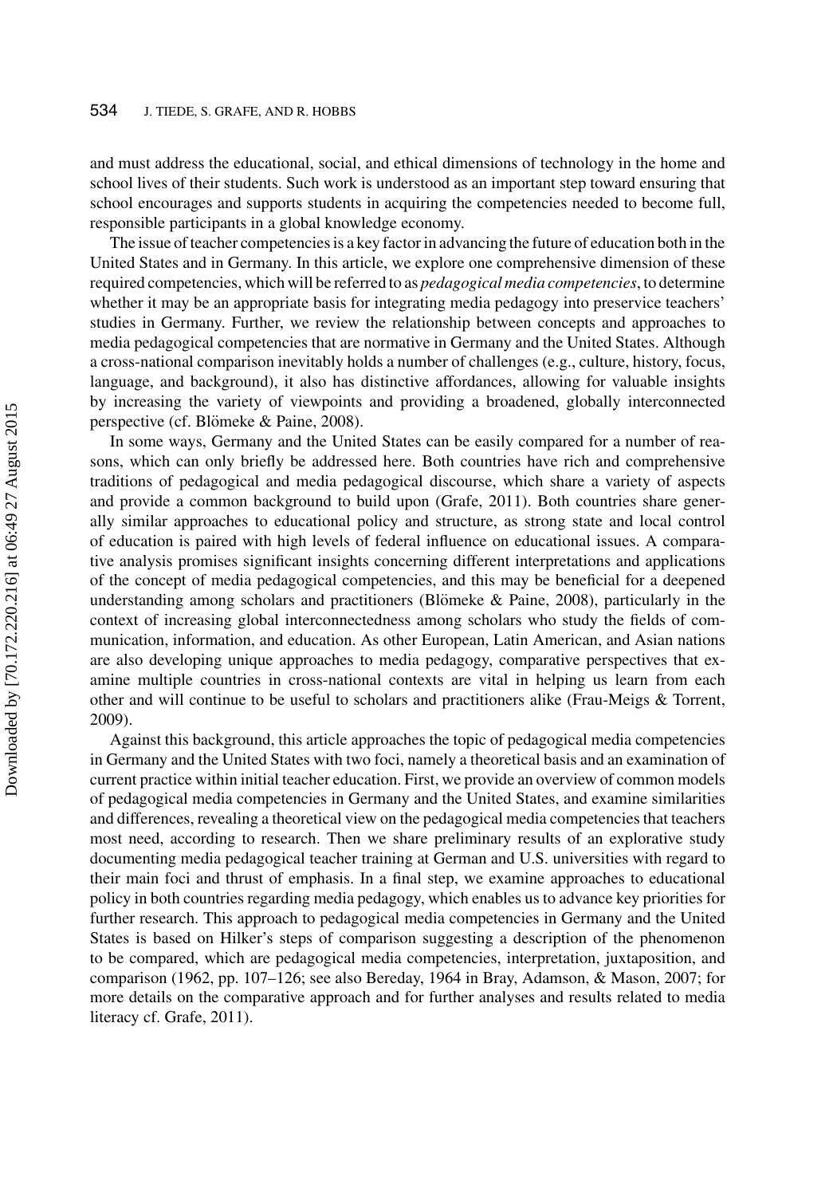and must address the educational, social, and ethical dimensions of technology in the home and school lives of their students. Such work is understood as an important step toward ensuring that school encourages and supports students in acquiring the competencies needed to become full, responsible participants in a global knowledge economy.

The issue of teacher competencies is a key factor in advancing the future of education both in the United States and in Germany. In this article, we explore one comprehensive dimension of these required competencies, which will be referred to as *pedagogical media competencies*, to determine whether it may be an appropriate basis for integrating media pedagogy into preservice teachers' studies in Germany. Further, we review the relationship between concepts and approaches to media pedagogical competencies that are normative in Germany and the United States. Although a cross-national comparison inevitably holds a number of challenges (e.g., culture, history, focus, language, and background), it also has distinctive affordances, allowing for valuable insights by increasing the variety of viewpoints and providing a broadened, globally interconnected perspective (cf. Blömeke & Paine, 2008).

In some ways, Germany and the United States can be easily compared for a number of reasons, which can only briefly be addressed here. Both countries have rich and comprehensive traditions of pedagogical and media pedagogical discourse, which share a variety of aspects and provide a common background to build upon (Grafe, 2011). Both countries share generally similar approaches to educational policy and structure, as strong state and local control of education is paired with high levels of federal influence on educational issues. A comparative analysis promises significant insights concerning different interpretations and applications of the concept of media pedagogical competencies, and this may be beneficial for a deepened understanding among scholars and practitioners (Blömeke & Paine, 2008), particularly in the context of increasing global interconnectedness among scholars who study the fields of communication, information, and education. As other European, Latin American, and Asian nations are also developing unique approaches to media pedagogy, comparative perspectives that examine multiple countries in cross-national contexts are vital in helping us learn from each other and will continue to be useful to scholars and practitioners alike (Frau-Meigs & Torrent, 2009).

Against this background, this article approaches the topic of pedagogical media competencies in Germany and the United States with two foci, namely a theoretical basis and an examination of current practice within initial teacher education. First, we provide an overview of common models of pedagogical media competencies in Germany and the United States, and examine similarities and differences, revealing a theoretical view on the pedagogical media competencies that teachers most need, according to research. Then we share preliminary results of an explorative study documenting media pedagogical teacher training at German and U.S. universities with regard to their main foci and thrust of emphasis. In a final step, we examine approaches to educational policy in both countries regarding media pedagogy, which enables us to advance key priorities for further research. This approach to pedagogical media competencies in Germany and the United States is based on Hilker's steps of comparison suggesting a description of the phenomenon to be compared, which are pedagogical media competencies, interpretation, juxtaposition, and comparison (1962, pp. 107–126; see also Bereday, 1964 in Bray, Adamson, & Mason, 2007; for more details on the comparative approach and for further analyses and results related to media literacy cf. Grafe, 2011).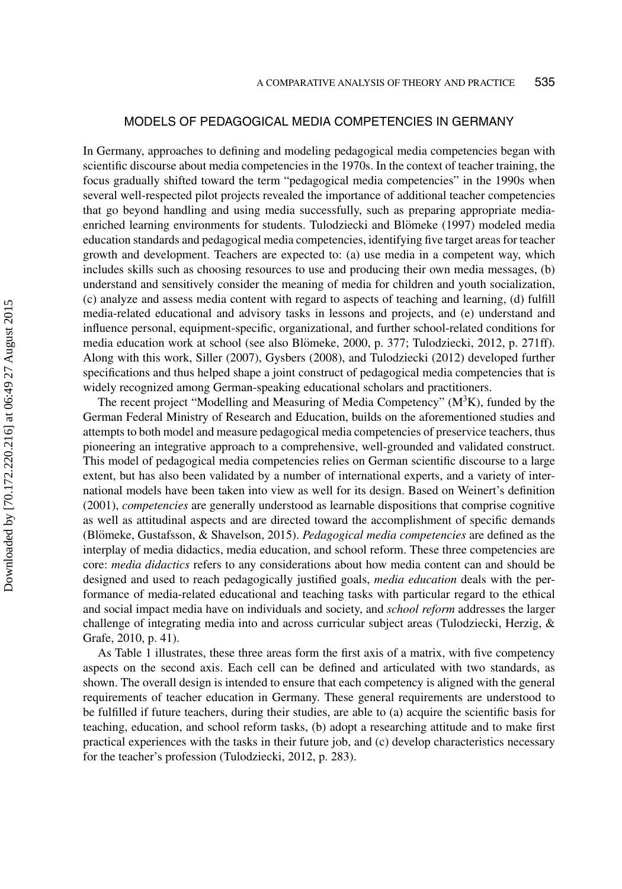## MODELS OF PEDAGOGICAL MEDIA COMPETENCIES IN GERMANY

In Germany, approaches to defining and modeling pedagogical media competencies began with scientific discourse about media competencies in the 1970s. In the context of teacher training, the focus gradually shifted toward the term "pedagogical media competencies" in the 1990s when several well-respected pilot projects revealed the importance of additional teacher competencies that go beyond handling and using media successfully, such as preparing appropriate media-enriched learning environments for students. Tulodziecki and Blömeke (1997) modeled media education standards and pedagogical media competencies, identifying five target areas for teacher growth and development. Teachers are expected to: (a) use media in a competent way, which includes skills such as choosing resources to use and producing their own media messages, (b) understand and sensitively consider the meaning of media for children and youth socialization, (c) analyze and assess media content with regard to aspects of teaching and learning, (d) fulfill media-related educational and advisory tasks in lessons and projects, and (e) understand and influence personal, equipment-specific, organizational, and further school-related conditions for media education work at school (see also Blömeke, 2000, p. 377; Tulodziecki, 2012, p. 271ff). Along with this work, Siller (2007), Gysbers (2008), and Tulodziecki (2012) developed further specifications and thus helped shape a joint construct of pedagogical media competencies that is widely recognized among German-speaking educational scholars and practitioners.

The recent project "Modelling and Measuring of Media Competency" ($M^3K$), funded by the German Federal Ministry of Research and Education, builds on the aforementioned studies and attempts to both model and measure pedagogical media competencies of preservice teachers, thus pioneering an integrative approach to a comprehensive, well-grounded and validated construct. This model of pedagogical media competencies relies on German scientific discourse to a large extent, but has also been validated by a number of international experts, and a variety of international models have been taken into view as well for its design. Based on Weinert's definition (2001), *competencies* are generally understood as learnable dispositions that comprise cognitive as well as attitudinal aspects and are directed toward the accomplishment of specific demands (Blömeke, Gustafsson, & Shavelson, 2015). *Pedagogical media competencies* are defined as the interplay of media didactics, media education, and school reform. These three competencies are core: *media didactics* refers to any considerations about how media content can and should be designed and used to reach pedagogically justified goals, *media education* deals with the performance of media-related educational and teaching tasks with particular regard to the ethical and social impact media have on individuals and society, and *school reform* addresses the larger challenge of integrating media into and across curricular subject areas (Tulodziecki, Herzig, & Grafe, 2010, p. 41).

As Table 1 illustrates, these three areas form the first axis of a matrix, with five competency aspects on the second axis. Each cell can be defined and articulated with two standards, as shown. The overall design is intended to ensure that each competency is aligned with the general requirements of teacher education in Germany. These general requirements are understood to be fulfilled if future teachers, during their studies, are able to (a) acquire the scientific basis for teaching, education, and school reform tasks, (b) adopt a researching attitude and to make first practical experiences with the tasks in their future job, and (c) develop characteristics necessary for the teacher's profession (Tulodziecki, 2012, p. 283).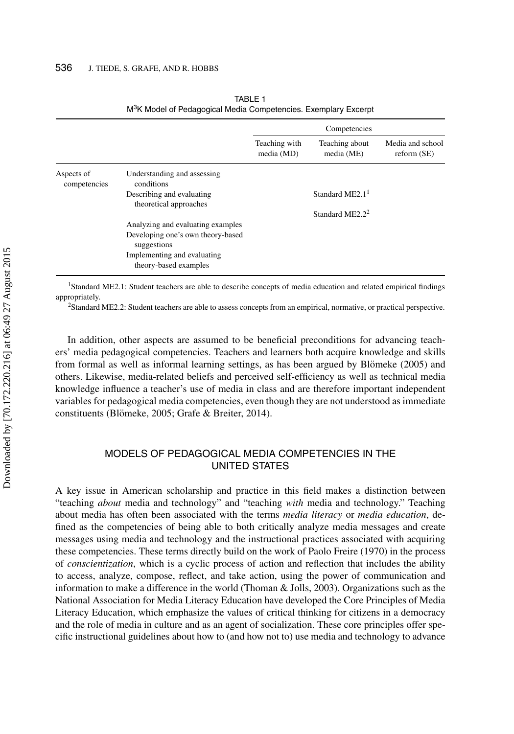TABLE 1
$M^3K$ Model of Pedagogical Media Competencies. Exemplary Excerpt

| | | Competencies | | |
|---|---|---|---|---|
| | | Teaching with media (MD) | Teaching about media (ME) | Media and school reform (SE) |
| Aspects of competencies | Understanding and assessing conditions | | | |
| | Describing and evaluating theoretical approaches | | Standard ME2.1[1] Standard ME2.2[2] | |
| | Analyzing and evaluating examples | | | |
| | Developing one's own theory-based suggestions | | | |
| | Implementing and evaluating theory-based examples | | | |

[1]Standard ME2.1: Student teachers are able to describe concepts of media education and related empirical findings appropriately.

[2]Standard ME2.2: Student teachers are able to assess concepts from an empirical, normative, or practical perspective.

In addition, other aspects are assumed to be beneficial preconditions for advancing teachers' media pedagogical competencies. Teachers and learners both acquire knowledge and skills from formal as well as informal learning settings, as has been argued by Blömeke (2005) and others. Likewise, media-related beliefs and perceived self-efficiency as well as technical media knowledge influence a teacher's use of media in class and are therefore important independent variables for pedagogical media competencies, even though they are not understood as immediate constituents (Blömeke, 2005; Grafe & Breiter, 2014).

## MODELS OF PEDAGOGICAL MEDIA COMPETENCIES IN THE UNITED STATES

A key issue in American scholarship and practice in this field makes a distinction between "teaching *about* media and technology" and "teaching *with* media and technology." Teaching about media has often been associated with the terms *media literacy* or *media education*, defined as the competencies of being able to both critically analyze media messages and create messages using media and technology and the instructional practices associated with acquiring these competencies. These terms directly build on the work of Paolo Freire (1970) in the process of *conscientization*, which is a cyclic process of action and reflection that includes the ability to access, analyze, compose, reflect, and take action, using the power of communication and information to make a difference in the world (Thoman & Jolls, 2003). Organizations such as the National Association for Media Literacy Education have developed the Core Principles of Media Literacy Education, which emphasize the values of critical thinking for citizens in a democracy and the role of media in culture and as an agent of socialization. These core principles offer specific instructional guidelines about how to (and how not to) use media and technology to advance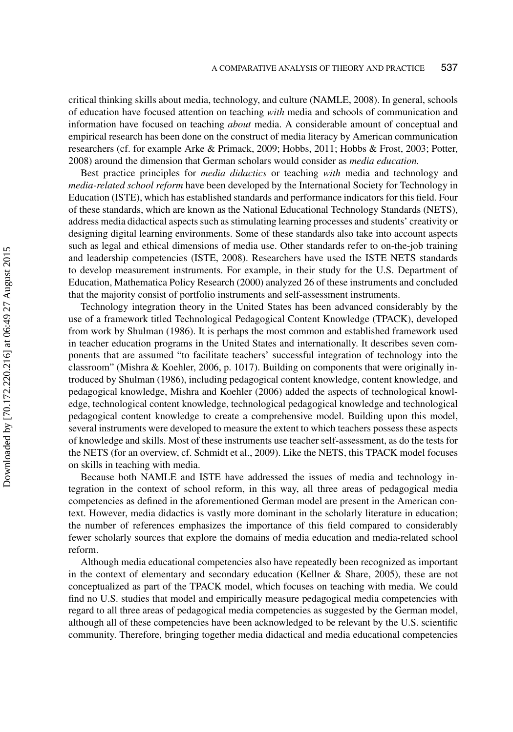critical thinking skills about media, technology, and culture (NAMLE, 2008). In general, schools of education have focused attention on teaching *with* media and schools of communication and information have focused on teaching *about* media. A considerable amount of conceptual and empirical research has been done on the construct of media literacy by American communication researchers (cf. for example Arke & Primack, 2009; Hobbs, 2011; Hobbs & Frost, 2003; Potter, 2008) around the dimension that German scholars would consider as *media education.*

Best practice principles for *media didactics* or teaching *with* media and technology and *media-related school reform* have been developed by the International Society for Technology in Education (ISTE), which has established standards and performance indicators for this field. Four of these standards, which are known as the National Educational Technology Standards (NETS), address media didactical aspects such as stimulating learning processes and students' creativity or designing digital learning environments. Some of these standards also take into account aspects such as legal and ethical dimensions of media use. Other standards refer to on-the-job training and leadership competencies (ISTE, 2008). Researchers have used the ISTE NETS standards to develop measurement instruments. For example, in their study for the U.S. Department of Education, Mathematica Policy Research (2000) analyzed 26 of these instruments and concluded that the majority consist of portfolio instruments and self-assessment instruments.

Technology integration theory in the United States has been advanced considerably by the use of a framework titled Technological Pedagogical Content Knowledge (TPACK), developed from work by Shulman (1986). It is perhaps the most common and established framework used in teacher education programs in the United States and internationally. It describes seven components that are assumed "to facilitate teachers' successful integration of technology into the classroom" (Mishra & Koehler, 2006, p. 1017). Building on components that were originally introduced by Shulman (1986), including pedagogical content knowledge, content knowledge, and pedagogical knowledge, Mishra and Koehler (2006) added the aspects of technological knowledge, technological content knowledge, technological pedagogical knowledge and technological pedagogical content knowledge to create a comprehensive model. Building upon this model, several instruments were developed to measure the extent to which teachers possess these aspects of knowledge and skills. Most of these instruments use teacher self-assessment, as do the tests for the NETS (for an overview, cf. Schmidt et al., 2009). Like the NETS, this TPACK model focuses on skills in teaching with media.

Because both NAMLE and ISTE have addressed the issues of media and technology integration in the context of school reform, in this way, all three areas of pedagogical media competencies as defined in the aforementioned German model are present in the American context. However, media didactics is vastly more dominant in the scholarly literature in education; the number of references emphasizes the importance of this field compared to considerably fewer scholarly sources that explore the domains of media education and media-related school reform.

Although media educational competencies also have repeatedly been recognized as important in the context of elementary and secondary education (Kellner & Share, 2005), these are not conceptualized as part of the TPACK model, which focuses on teaching with media. We could find no U.S. studies that model and empirically measure pedagogical media competencies with regard to all three areas of pedagogical media competencies as suggested by the German model, although all of these competencies have been acknowledged to be relevant by the U.S. scientific community. Therefore, bringing together media didactical and media educational competencies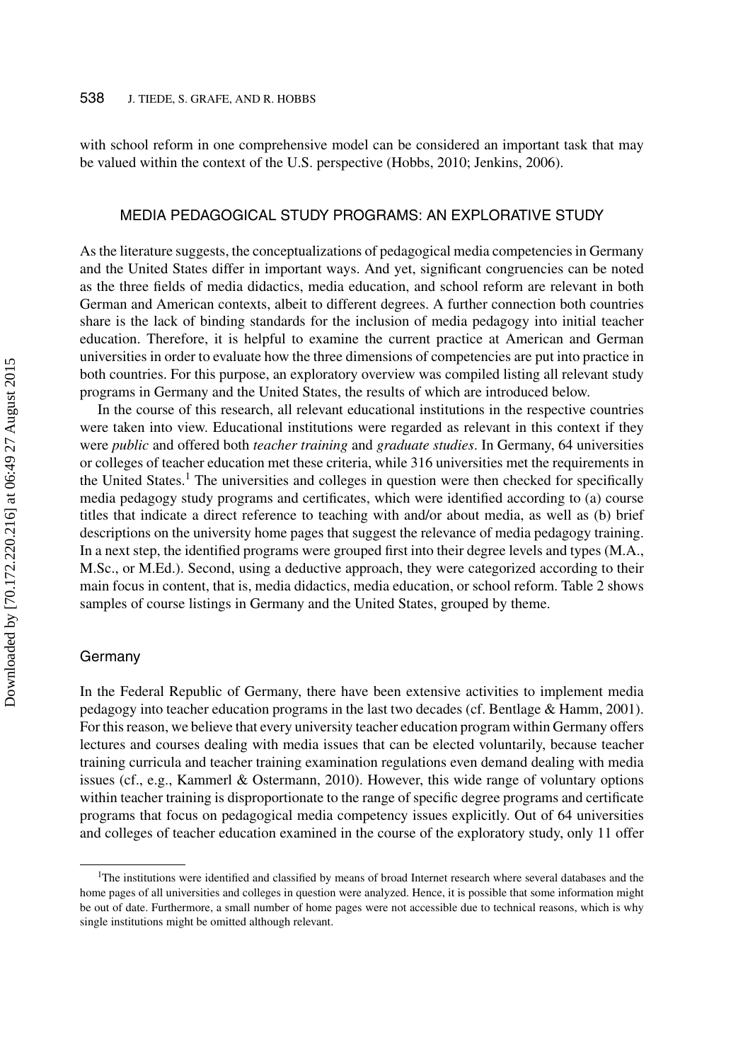with school reform in one comprehensive model can be considered an important task that may be valued within the context of the U.S. perspective (Hobbs, 2010; Jenkins, 2006).

## MEDIA PEDAGOGICAL STUDY PROGRAMS: AN EXPLORATIVE STUDY

As the literature suggests, the conceptualizations of pedagogical media competencies in Germany and the United States differ in important ways. And yet, significant congruencies can be noted as the three fields of media didactics, media education, and school reform are relevant in both German and American contexts, albeit to different degrees. A further connection both countries share is the lack of binding standards for the inclusion of media pedagogy into initial teacher education. Therefore, it is helpful to examine the current practice at American and German universities in order to evaluate how the three dimensions of competencies are put into practice in both countries. For this purpose, an exploratory overview was compiled listing all relevant study programs in Germany and the United States, the results of which are introduced below.

In the course of this research, all relevant educational institutions in the respective countries were taken into view. Educational institutions were regarded as relevant in this context if they were *public* and offered both *teacher training* and *graduate studies*. In Germany, 64 universities or colleges of teacher education met these criteria, while 316 universities met the requirements in the United States.[1] The universities and colleges in question were then checked for specifically media pedagogy study programs and certificates, which were identified according to (a) course titles that indicate a direct reference to teaching with and/or about media, as well as (b) brief descriptions on the university home pages that suggest the relevance of media pedagogy training. In a next step, the identified programs were grouped first into their degree levels and types (M.A., M.Sc., or M.Ed.). Second, using a deductive approach, they were categorized according to their main focus in content, that is, media didactics, media education, or school reform. Table 2 shows samples of course listings in Germany and the United States, grouped by theme.

### Germany

In the Federal Republic of Germany, there have been extensive activities to implement media pedagogy into teacher education programs in the last two decades (cf. Bentlage & Hamm, 2001). For this reason, we believe that every university teacher education program within Germany offers lectures and courses dealing with media issues that can be elected voluntarily, because teacher training curricula and teacher training examination regulations even demand dealing with media issues (cf., e.g., Kammerl & Ostermann, 2010). However, this wide range of voluntary options within teacher training is disproportionate to the range of specific degree programs and certificate programs that focus on pedagogical media competency issues explicitly. Out of 64 universities and colleges of teacher education examined in the course of the exploratory study, only 11 offer

[1]The institutions were identified and classified by means of broad Internet research where several databases and the home pages of all universities and colleges in question were analyzed. Hence, it is possible that some information might be out of date. Furthermore, a small number of home pages were not accessible due to technical reasons, which is why single institutions might be omitted although relevant.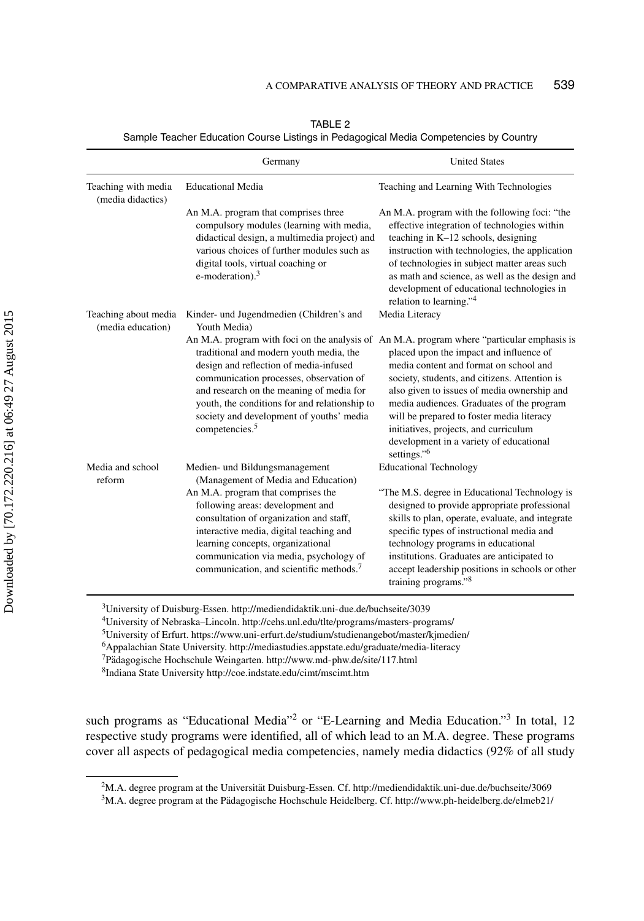TABLE 2
Sample Teacher Education Course Listings in Pedagogical Media Competencies by Country

| | Germany | United States |
|---|---|---|
| Teaching with media (media didactics) | Educational Media<br><br>An M.A. program that comprises three compulsory modules (learning with media, didactical design, a multimedia project) and various choices of further modules such as digital tools, virtual coaching or e-moderation).[3] | Teaching and Learning With Technologies<br><br>An M.A. program with the following foci: "the effective integration of technologies within teaching in K–12 schools, designing instruction with technologies, the application of technologies in subject matter areas such as math and science, as well as the design and development of educational technologies in relation to learning."[4] |
| Teaching about media (media education) | Kinder- und Jugendmedien (Children's and Youth Media)<br><br>An M.A. program with foci on the analysis of traditional and modern youth media, the design and reflection of media-infused communication processes, observation of and research on the meaning of media for youth, the conditions for and relationship to society and development of youths' media competencies.[5] | Media Literacy<br><br>An M.A. program where "particular emphasis is placed upon the impact and influence of media content and format on school and society, students, and citizens. Attention is also given to issues of media ownership and media audiences. Graduates of the program will be prepared to foster media literacy initiatives, projects, and curriculum development in a variety of educational settings."[6] |
| Media and school reform | Medien- und Bildungsmanagement (Management of Media and Education)<br><br>An M.A. program that comprises the following areas: development and consultation of organization and staff, interactive media, digital teaching and learning concepts, organizational communication via media, psychology of communication, and scientific methods.[7] | Educational Technology<br><br>"The M.S. degree in Educational Technology is designed to provide appropriate professional skills to plan, operate, evaluate, and integrate specific types of instructional media and technology programs in educational institutions. Graduates are anticipated to accept leadership positions in schools or other training programs."[8] |

[3]University of Duisburg-Essen. http://mediendidaktik.uni-due.de/buchseite/3039
[4]University of Nebraska–Lincoln. http://cehs.unl.edu/tlte/programs/masters-programs/
[5]University of Erfurt. https://www.uni-erfurt.de/studium/studienangebot/master/kjmedien/
[6]Appalachian State University. http://mediastudies.appstate.edu/graduate/media-literacy
[7]Pädagogische Hochschule Weingarten. http://www.md-phw.de/site/117.html
[8]Indiana State University http://coe.indstate.edu/cimt/mscimt.htm

such programs as "Educational Media"[2] or "E-Learning and Media Education."[3] In total, 12 respective study programs were identified, all of which lead to an M.A. degree. These programs cover all aspects of pedagogical media competencies, namely media didactics (92% of all study

[2]M.A. degree program at the Universität Duisburg-Essen. Cf. http://mediendidaktik.uni-due.de/buchseite/3069
[3]M.A. degree program at the Pädagogische Hochschule Heidelberg. Cf. http://www.ph-heidelberg.de/elmeb21/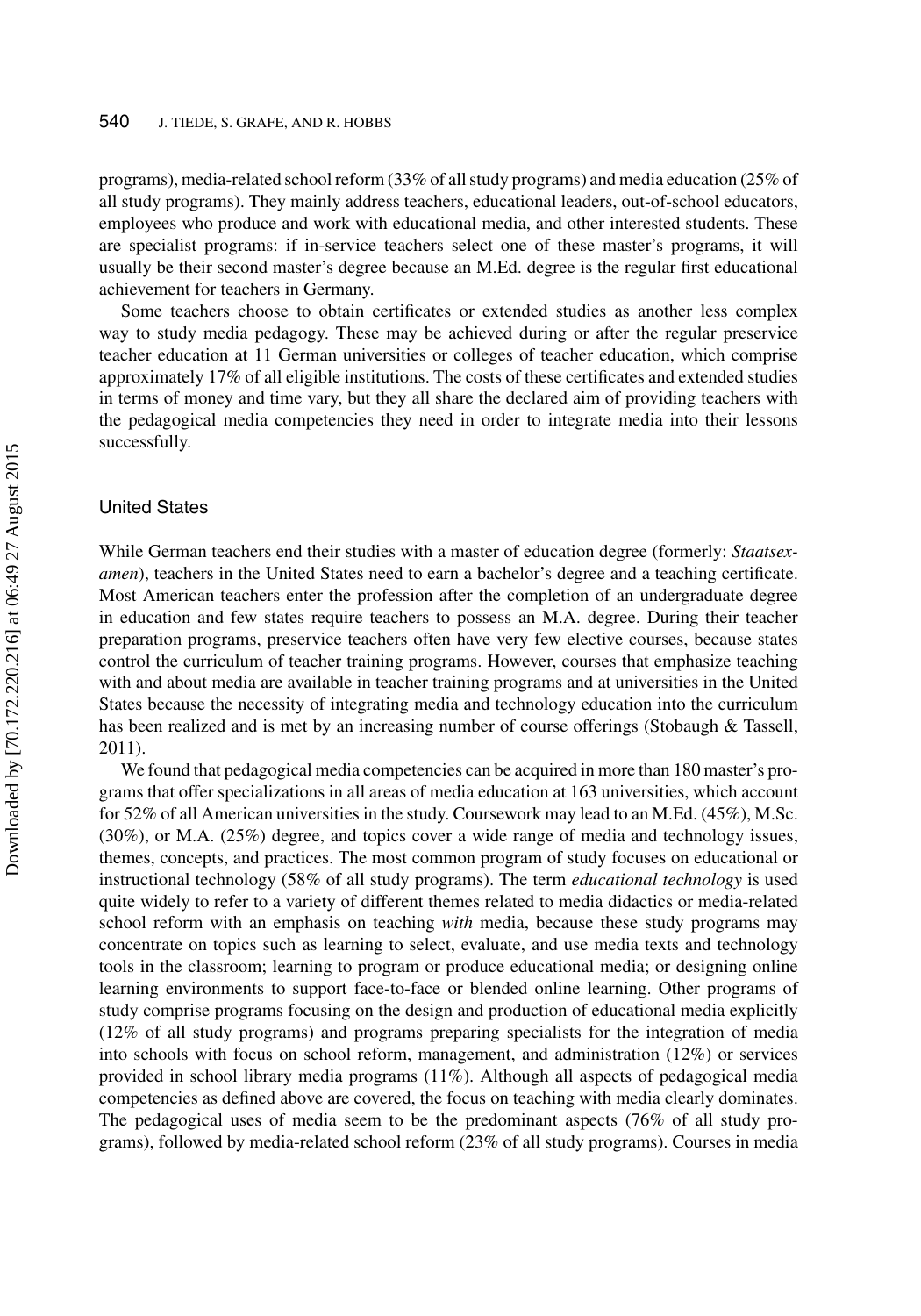programs), media-related school reform (33% of all study programs) and media education (25% of all study programs). They mainly address teachers, educational leaders, out-of-school educators, employees who produce and work with educational media, and other interested students. These are specialist programs: if in-service teachers select one of these master's programs, it will usually be their second master's degree because an M.Ed. degree is the regular first educational achievement for teachers in Germany.

Some teachers choose to obtain certificates or extended studies as another less complex way to study media pedagogy. These may be achieved during or after the regular preservice teacher education at 11 German universities or colleges of teacher education, which comprise approximately 17% of all eligible institutions. The costs of these certificates and extended studies in terms of money and time vary, but they all share the declared aim of providing teachers with the pedagogical media competencies they need in order to integrate media into their lessons successfully.

### United States

While German teachers end their studies with a master of education degree (formerly: *Staatsexamen*), teachers in the United States need to earn a bachelor's degree and a teaching certificate. Most American teachers enter the profession after the completion of an undergraduate degree in education and few states require teachers to possess an M.A. degree. During their teacher preparation programs, preservice teachers often have very few elective courses, because states control the curriculum of teacher training programs. However, courses that emphasize teaching with and about media are available in teacher training programs and at universities in the United States because the necessity of integrating media and technology education into the curriculum has been realized and is met by an increasing number of course offerings (Stobaugh & Tassell, 2011).

We found that pedagogical media competencies can be acquired in more than 180 master's programs that offer specializations in all areas of media education at 163 universities, which account for 52% of all American universities in the study. Coursework may lead to an M.Ed. (45%), M.Sc. (30%), or M.A. (25%) degree, and topics cover a wide range of media and technology issues, themes, concepts, and practices. The most common program of study focuses on educational or instructional technology (58% of all study programs). The term *educational technology* is used quite widely to refer to a variety of different themes related to media didactics or media-related school reform with an emphasis on teaching *with* media, because these study programs may concentrate on topics such as learning to select, evaluate, and use media texts and technology tools in the classroom; learning to program or produce educational media; or designing online learning environments to support face-to-face or blended online learning. Other programs of study comprise programs focusing on the design and production of educational media explicitly (12% of all study programs) and programs preparing specialists for the integration of media into schools with focus on school reform, management, and administration (12%) or services provided in school library media programs (11%). Although all aspects of pedagogical media competencies as defined above are covered, the focus on teaching with media clearly dominates. The pedagogical uses of media seem to be the predominant aspects (76% of all study programs), followed by media-related school reform (23% of all study programs). Courses in media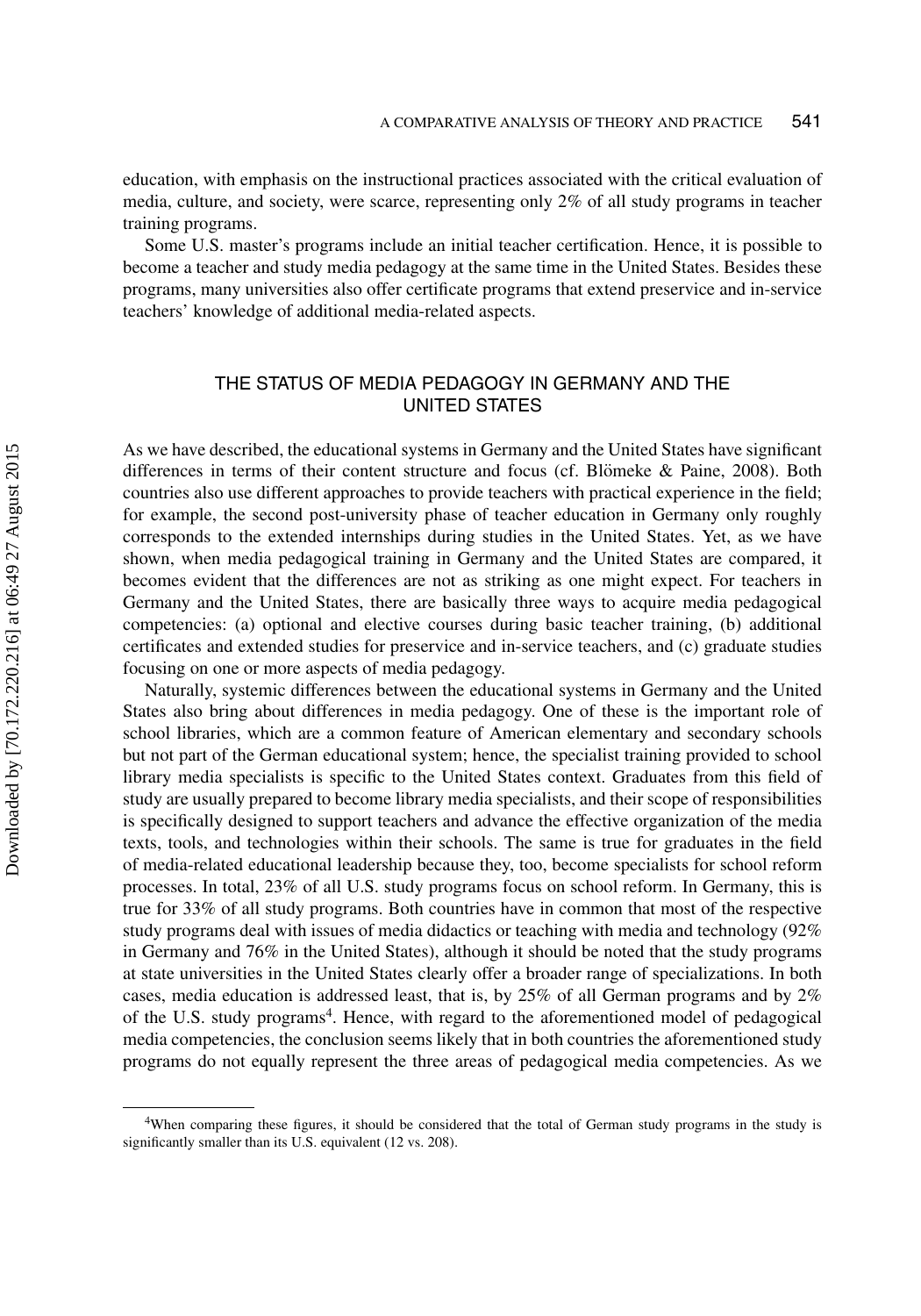education, with emphasis on the instructional practices associated with the critical evaluation of media, culture, and society, were scarce, representing only 2% of all study programs in teacher training programs.

Some U.S. master's programs include an initial teacher certification. Hence, it is possible to become a teacher and study media pedagogy at the same time in the United States. Besides these programs, many universities also offer certificate programs that extend preservice and in-service teachers' knowledge of additional media-related aspects.

## THE STATUS OF MEDIA PEDAGOGY IN GERMANY AND THE UNITED STATES

As we have described, the educational systems in Germany and the United States have significant differences in terms of their content structure and focus (cf. Blömeke & Paine, 2008). Both countries also use different approaches to provide teachers with practical experience in the field; for example, the second post-university phase of teacher education in Germany only roughly corresponds to the extended internships during studies in the United States. Yet, as we have shown, when media pedagogical training in Germany and the United States are compared, it becomes evident that the differences are not as striking as one might expect. For teachers in Germany and the United States, there are basically three ways to acquire media pedagogical competencies: (a) optional and elective courses during basic teacher training, (b) additional certificates and extended studies for preservice and in-service teachers, and (c) graduate studies focusing on one or more aspects of media pedagogy.

Naturally, systemic differences between the educational systems in Germany and the United States also bring about differences in media pedagogy. One of these is the important role of school libraries, which are a common feature of American elementary and secondary schools but not part of the German educational system; hence, the specialist training provided to school library media specialists is specific to the United States context. Graduates from this field of study are usually prepared to become library media specialists, and their scope of responsibilities is specifically designed to support teachers and advance the effective organization of the media texts, tools, and technologies within their schools. The same is true for graduates in the field of media-related educational leadership because they, too, become specialists for school reform processes. In total, 23% of all U.S. study programs focus on school reform. In Germany, this is true for 33% of all study programs. Both countries have in common that most of the respective study programs deal with issues of media didactics or teaching with media and technology (92% in Germany and 76% in the United States), although it should be noted that the study programs at state universities in the United States clearly offer a broader range of specializations. In both cases, media education is addressed least, that is, by 25% of all German programs and by 2% of the U.S. study programs[4]. Hence, with regard to the aforementioned model of pedagogical media competencies, the conclusion seems likely that in both countries the aforementioned study programs do not equally represent the three areas of pedagogical media competencies. As we

[4]When comparing these figures, it should be considered that the total of German study programs in the study is significantly smaller than its U.S. equivalent (12 vs. 208).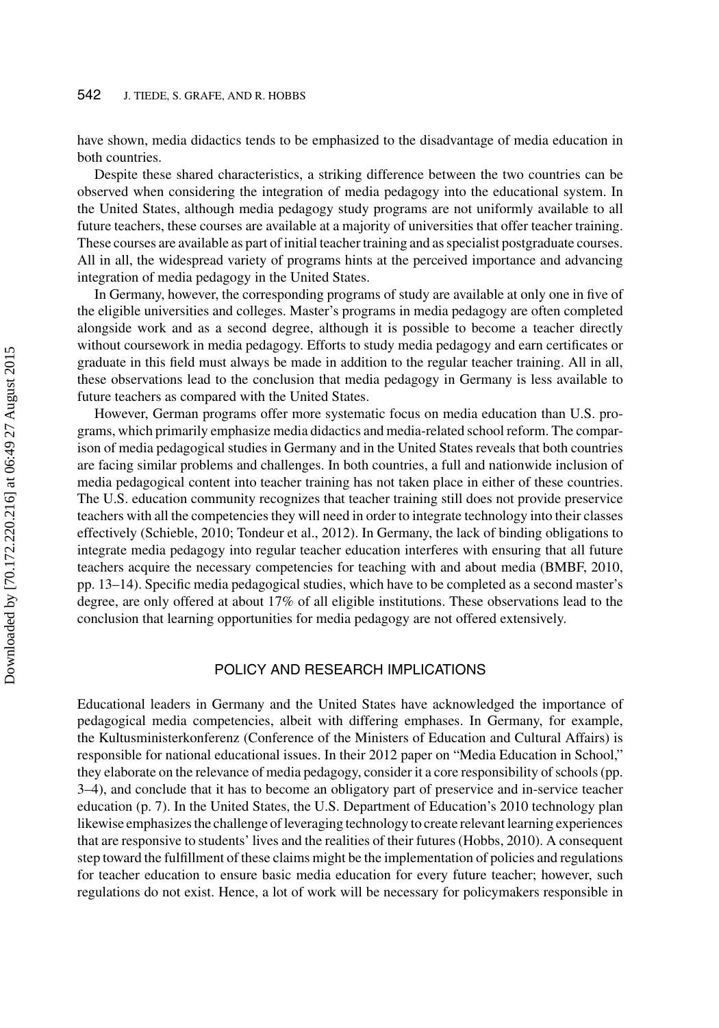have shown, media didactics tends to be emphasized to the disadvantage of media education in both countries.

Despite these shared characteristics, a striking difference between the two countries can be observed when considering the integration of media pedagogy into the educational system. In the United States, although media pedagogy study programs are not uniformly available to all future teachers, these courses are available at a majority of universities that offer teacher training. These courses are available as part of initial teacher training and as specialist postgraduate courses. All in all, the widespread variety of programs hints at the perceived importance and advancing integration of media pedagogy in the United States.

In Germany, however, the corresponding programs of study are available at only one in five of the eligible universities and colleges. Master's programs in media pedagogy are often completed alongside work and as a second degree, although it is possible to become a teacher directly without coursework in media pedagogy. Efforts to study media pedagogy and earn certificates or graduate in this field must always be made in addition to the regular teacher training. All in all, these observations lead to the conclusion that media pedagogy in Germany is less available to future teachers as compared with the United States.

However, German programs offer more systematic focus on media education than U.S. programs, which primarily emphasize media didactics and media-related school reform. The comparison of media pedagogical studies in Germany and in the United States reveals that both countries are facing similar problems and challenges. In both countries, a full and nationwide inclusion of media pedagogical content into teacher training has not taken place in either of these countries. The U.S. education community recognizes that teacher training still does not provide preservice teachers with all the competencies they will need in order to integrate technology into their classes effectively (Schieble, 2010; Tondeur et al., 2012). In Germany, the lack of binding obligations to integrate media pedagogy into regular teacher education interferes with ensuring that all future teachers acquire the necessary competencies for teaching with and about media (BMBF, 2010, pp. 13–14). Specific media pedagogical studies, which have to be completed as a second master's degree, are only offered at about 17% of all eligible institutions. These observations lead to the conclusion that learning opportunities for media pedagogy are not offered extensively.

## POLICY AND RESEARCH IMPLICATIONS

Educational leaders in Germany and the United States have acknowledged the importance of pedagogical media competencies, albeit with differing emphases. In Germany, for example, the Kultusministerkonferenz (Conference of the Ministers of Education and Cultural Affairs) is responsible for national educational issues. In their 2012 paper on "Media Education in School," they elaborate on the relevance of media pedagogy, consider it a core responsibility of schools (pp. 3–4), and conclude that it has to become an obligatory part of preservice and in-service teacher education (p. 7). In the United States, the U.S. Department of Education's 2010 technology plan likewise emphasizes the challenge of leveraging technology to create relevant learning experiences that are responsive to students' lives and the realities of their futures (Hobbs, 2010). A consequent step toward the fulfillment of these claims might be the implementation of policies and regulations for teacher education to ensure basic media education for every future teacher; however, such regulations do not exist. Hence, a lot of work will be necessary for policymakers responsible in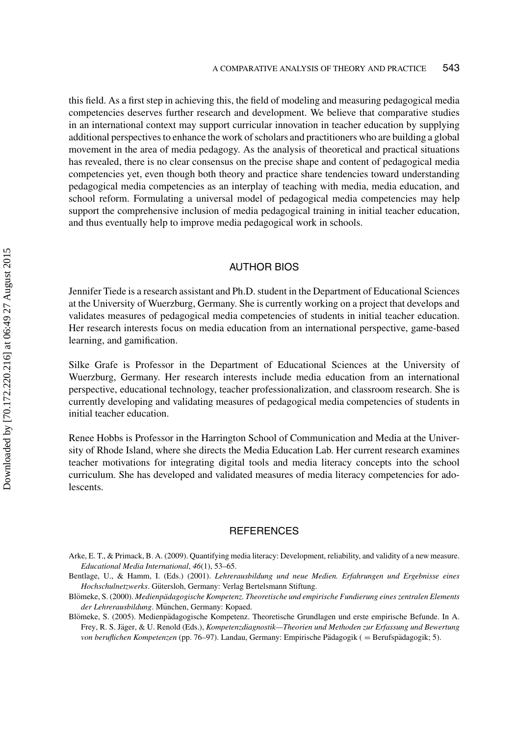this field. As a first step in achieving this, the field of modeling and measuring pedagogical media competencies deserves further research and development. We believe that comparative studies in an international context may support curricular innovation in teacher education by supplying additional perspectives to enhance the work of scholars and practitioners who are building a global movement in the area of media pedagogy. As the analysis of theoretical and practical situations has revealed, there is no clear consensus on the precise shape and content of pedagogical media competencies yet, even though both theory and practice share tendencies toward understanding pedagogical media competencies as an interplay of teaching with media, media education, and school reform. Formulating a universal model of pedagogical media competencies may help support the comprehensive inclusion of media pedagogical training in initial teacher education, and thus eventually help to improve media pedagogical work in schools.

## AUTHOR BIOS

Jennifer Tiede is a research assistant and Ph.D. student in the Department of Educational Sciences at the University of Wuerzburg, Germany. She is currently working on a project that develops and validates measures of pedagogical media competencies of students in initial teacher education. Her research interests focus on media education from an international perspective, game-based learning, and gamification.

Silke Grafe is Professor in the Department of Educational Sciences at the University of Wuerzburg, Germany. Her research interests include media education from an international perspective, educational technology, teacher professionalization, and classroom research. She is currently developing and validating measures of pedagogical media competencies of students in initial teacher education.

Renee Hobbs is Professor in the Harrington School of Communication and Media at the University of Rhode Island, where she directs the Media Education Lab. Her current research examines teacher motivations for integrating digital tools and media literacy concepts into the school curriculum. She has developed and validated measures of media literacy competencies for adolescents.

## REFERENCES

Arke, E. T., & Primack, B. A. (2009). Quantifying media literacy: Development, reliability, and validity of a new measure. *Educational Media International*, *46*(1), 53–65.

Bentlage, U., & Hamm, I. (Eds.) (2001). *Lehrerausbildung und neue Medien. Erfahrungen und Ergebnisse eines Hochschulnetzwerks*. Gütersloh, Germany: Verlag Bertelsmann Stiftung.

Blömeke, S. (2000). *Medienpädagogische Kompetenz. Theoretische und empirische Fundierung eines zentralen Elements der Lehrerausbildung*. München, Germany: Kopaed.

Blömeke, S. (2005). Medienpädagogische Kompetenz. Theoretische Grundlagen und erste empirische Befunde. In A. Frey, R. S. Jäger, & U. Renold (Eds.), *Kompetenzdiagnostik—Theorien und Methoden zur Erfassung und Bewertung von beruflichen Kompetenzen* (pp. 76–97). Landau, Germany: Empirische Pädagogik ( = Berufspädagogik; 5).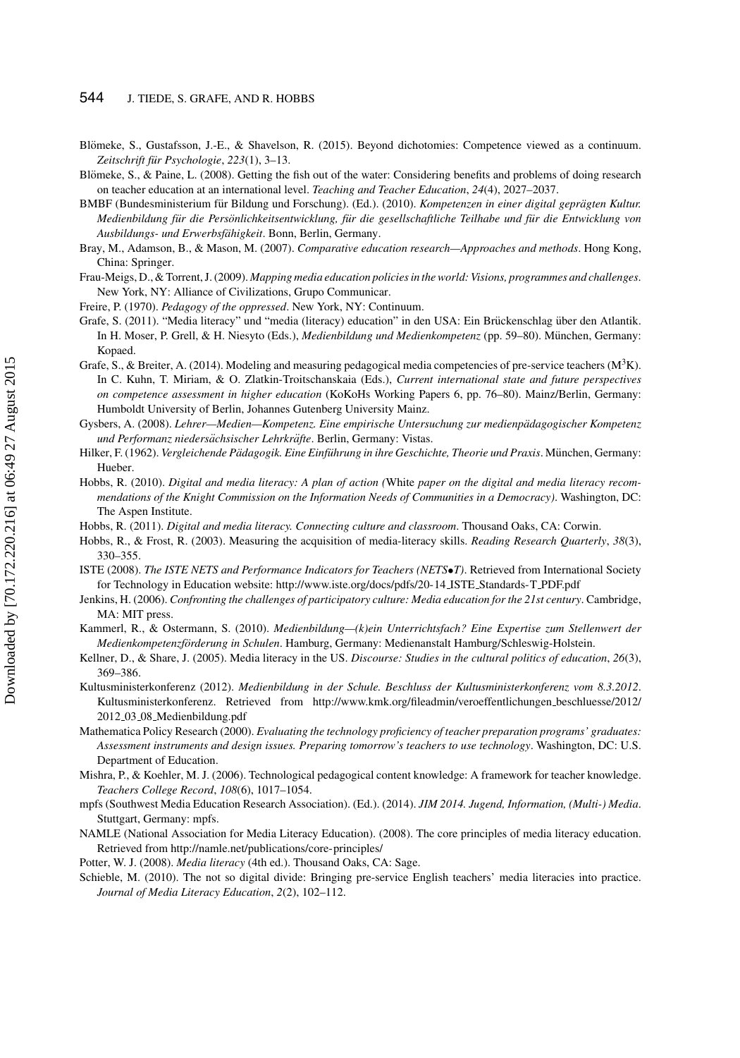Blömeke, S., Gustafsson, J.-E., & Shavelson, R. (2015). Beyond dichotomies: Competence viewed as a continuum. *Zeitschrift für Psychologie*, *223*(1), 3–13.

Blömeke, S., & Paine, L. (2008). Getting the fish out of the water: Considering benefits and problems of doing research on teacher education at an international level. *Teaching and Teacher Education*, *24*(4), 2027–2037.

BMBF (Bundesministerium für Bildung und Forschung). (Ed.). (2010). *Kompetenzen in einer digital geprägten Kultur. Medienbildung für die Persönlichkeitsentwicklung, für die gesellschaftliche Teilhabe und für die Entwicklung von Ausbildungs- und Erwerbsfähigkeit*. Bonn, Berlin, Germany.

Bray, M., Adamson, B., & Mason, M. (2007). *Comparative education research—Approaches and methods*. Hong Kong, China: Springer.

Frau-Meigs, D., & Torrent, J. (2009). *Mapping media education policies in the world: Visions, programmes and challenges*. New York, NY: Alliance of Civilizations, Grupo Communicar.

Freire, P. (1970). *Pedagogy of the oppressed*. New York, NY: Continuum.

Grafe, S. (2011). "Media literacy" und "media (literacy) education" in den USA: Ein Brückenschlag über den Atlantik. In H. Moser, P. Grell, & H. Niesyto (Eds.), *Medienbildung und Medienkompetenz* (pp. 59–80). München, Germany: Kopaed.

Grafe, S., & Breiter, A. (2014). Modeling and measuring pedagogical media competencies of pre-service teachers ($M^3K$). In C. Kuhn, T. Miriam, & O. Zlatkin-Troitschanskaia (Eds.), *Current international state and future perspectives on competence assessment in higher education* (KoKoHs Working Papers 6, pp. 76–80). Mainz/Berlin, Germany: Humboldt University of Berlin, Johannes Gutenberg University Mainz.

Gysbers, A. (2008). *Lehrer—Medien—Kompetenz. Eine empirische Untersuchung zur medienpädagogischer Kompetenz und Performanz niedersächsischer Lehrkräfte*. Berlin, Germany: Vistas.

Hilker, F. (1962). *Vergleichende Pädagogik. Eine Einführung in ihre Geschichte, Theorie und Praxis*. München, Germany: Hueber.

Hobbs, R. (2010). *Digital and media literacy: A plan of action (*White *paper on the digital and media literacy recommendations of the Knight Commission on the Information Needs of Communities in a Democracy)*. Washington, DC: The Aspen Institute.

Hobbs, R. (2011). *Digital and media literacy. Connecting culture and classroom*. Thousand Oaks, CA: Corwin.

Hobbs, R., & Frost, R. (2003). Measuring the acquisition of media-literacy skills. *Reading Research Quarterly*, *38*(3), 330–355.

ISTE (2008). *The ISTE NETS and Performance Indicators for Teachers (NETS•T)*. Retrieved from International Society for Technology in Education website: http://www.iste.org/docs/pdfs/20-14_ISTE_Standards-T_PDF.pdf

Jenkins, H. (2006). *Confronting the challenges of participatory culture: Media education for the 21st century*. Cambridge, MA: MIT press.

Kammerl, R., & Ostermann, S. (2010). *Medienbildung—(k)ein Unterrichtsfach? Eine Expertise zum Stellenwert der Medienkompetenzförderung in Schulen*. Hamburg, Germany: Medienanstalt Hamburg/Schleswig-Holstein.

Kellner, D., & Share, J. (2005). Media literacy in the US. *Discourse: Studies in the cultural politics of education*, *26*(3), 369–386.

Kultusministerkonferenz (2012). *Medienbildung in der Schule. Beschluss der Kultusministerkonferenz vom 8.3.2012*. Kultusministerkonferenz. Retrieved from http://www.kmk.org/fileadmin/veroeffentlichungen_beschluesse/2012/2012_03_08_Medienbildung.pdf

Mathematica Policy Research (2000). *Evaluating the technology proficiency of teacher preparation programs' graduates: Assessment instruments and design issues. Preparing tomorrow's teachers to use technology*. Washington, DC: U.S. Department of Education.

Mishra, P., & Koehler, M. J. (2006). Technological pedagogical content knowledge: A framework for teacher knowledge. *Teachers College Record*, *108*(6), 1017–1054.

mpfs (Southwest Media Education Research Association). (Ed.). (2014). *JIM 2014. Jugend, Information, (Multi-) Media*. Stuttgart, Germany: mpfs.

NAMLE (National Association for Media Literacy Education). (2008). The core principles of media literacy education. Retrieved from http://namle.net/publications/core-principles/

Potter, W. J. (2008). *Media literacy* (4th ed.). Thousand Oaks, CA: Sage.

Schieble, M. (2010). The not so digital divide: Bringing pre-service English teachers' media literacies into practice. *Journal of Media Literacy Education*, *2*(2), 102–112.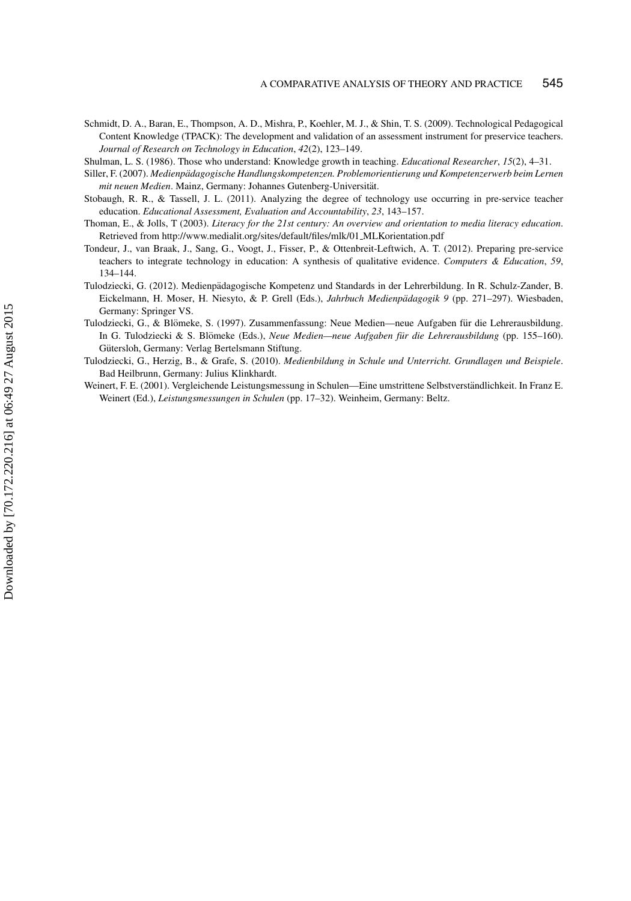Schmidt, D. A., Baran, E., Thompson, A. D., Mishra, P., Koehler, M. J., & Shin, T. S. (2009). Technological Pedagogical Content Knowledge (TPACK): The development and validation of an assessment instrument for preservice teachers. *Journal of Research on Technology in Education*, *42*(2), 123–149.

Shulman, L. S. (1986). Those who understand: Knowledge growth in teaching. *Educational Researcher*, *15*(2), 4–31.

Siller, F. (2007). *Medienpädagogische Handlungskompetenzen. Problemorientierung und Kompetenzerwerb beim Lernen mit neuen Medien*. Mainz, Germany: Johannes Gutenberg-Universität.

Stobaugh, R. R., & Tassell, J. L. (2011). Analyzing the degree of technology use occurring in pre-service teacher education. *Educational Assessment, Evaluation and Accountability*, *23*, 143–157.

Thoman, E., & Jolls, T (2003). *Literacy for the 21st century: An overview and orientation to media literacy education*. Retrieved from http://www.medialit.org/sites/default/files/mlk/01_MLKorientation.pdf

Tondeur, J., van Braak, J., Sang, G., Voogt, J., Fisser, P., & Ottenbreit-Leftwich, A. T. (2012). Preparing pre-service teachers to integrate technology in education: A synthesis of qualitative evidence. *Computers & Education*, *59*, 134–144.

Tulodziecki, G. (2012). Medienpädagogische Kompetenz und Standards in der Lehrerbildung. In R. Schulz-Zander, B. Eickelmann, H. Moser, H. Niesyto, & P. Grell (Eds.), *Jahrbuch Medienpädagogik 9* (pp. 271–297). Wiesbaden, Germany: Springer VS.

Tulodziecki, G., & Blömeke, S. (1997). Zusammenfassung: Neue Medien—neue Aufgaben für die Lehrerausbildung. In G. Tulodziecki & S. Blömeke (Eds.), *Neue Medien—neue Aufgaben für die Lehrerausbildung* (pp. 155–160). Gütersloh, Germany: Verlag Bertelsmann Stiftung.

Tulodziecki, G., Herzig, B., & Grafe, S. (2010). *Medienbildung in Schule und Unterricht. Grundlagen und Beispiele*. Bad Heilbrunn, Germany: Julius Klinkhardt.

Weinert, F. E. (2001). Vergleichende Leistungsmessung in Schulen—Eine umstrittene Selbstverständlichkeit. In Franz E. Weinert (Ed.), *Leistungsmessungen in Schulen* (pp. 17–32). Weinheim, Germany: Beltz.